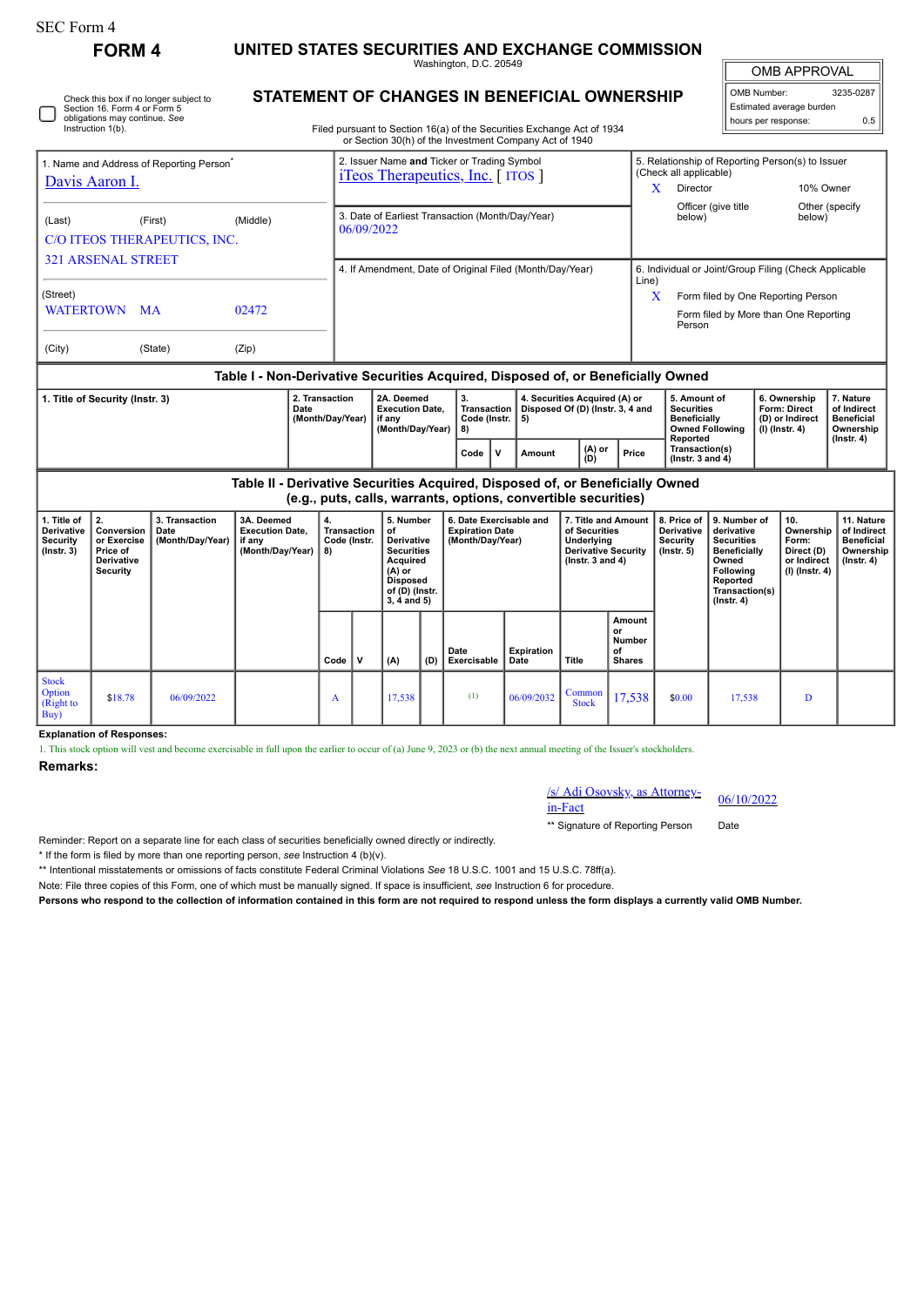SEC Form 4

# FORM 4

## UNITED STATES SECURITIES AND EXCHANGE COMMISSION

Washington, D.C. 20549

## STATEMENT OF CHANGES IN BENEFICIAL OWNERSHIP

Check this box if no longer subject to Section 16. Form 4 or Form 5 obligations may continue. *See* Instruction 1(b).

Filed pursuant to Section 16(a) of the Securities Exchange Act of 1934 or Section 30(h) of the Investment Company Act of 1940

| OMB APPROVAL | |
|---|---|
| OMB Number: | 3235-0287 |
| Estimated average burden | |
| hours per response: | 0.5 |

**1. Name and Address of Reporting Person***

Davis Aaron I.

(Last) (First) (Middle)

C/O ITEOS THERAPEUTICS, INC.
321 ARSENAL STREET

(Street)

WATERTOWN MA 02472

(City) (State) (Zip)

**2. Issuer Name and Ticker or Trading Symbol**

iTeos Therapeutics, Inc. [ ITOS ]

**3. Date of Earliest Transaction (Month/Day/Year)**

06/09/2022

**4. If Amendment, Date of Original Filed (Month/Day/Year)**

**5. Relationship of Reporting Person(s) to Issuer (Check all applicable)**

X Director

10% Owner

Officer (give title below)

Other (specify below)

**6. Individual or Joint/Group Filing (Check Applicable Line)**

X Form filed by One Reporting Person

Form filed by More than One Reporting Person

### Table I - Non-Derivative Securities Acquired, Disposed of, or Beneficially Owned

| 1. Title of Security (Instr. 3) | 2. Transaction Date (Month/Day/Year) | 2A. Deemed Execution Date, if any (Month/Day/Year) | 3. Transaction Code (Instr. 8) | | 4. Securities Acquired (A) or Disposed Of (D) (Instr. 3, 4 and 5) | | | 5. Amount of Securities Beneficially Owned Following Reported Transaction(s) (Instr. 3 and 4) | 6. Ownership Form: Direct (D) or Indirect (I) (Instr. 4) | 7. Nature of Indirect Beneficial Ownership (Instr. 4) |
|---|---|---|---|---|---|---|---|---|---|---|
| | | | Code | V | Amount | (A) or (D) | Price | | | |

### Table II - Derivative Securities Acquired, Disposed of, or Beneficially Owned (e.g., puts, calls, warrants, options, convertible securities)

| 1. Title of Derivative Security (Instr. 3) | 2. Conversion or Exercise Price of Derivative Security | 3. Transaction Date (Month/Day/Year) | 3A. Deemed Execution Date, if any (Month/Day/Year) | 4. Transaction Code (Instr. 8) | | 5. Number of Derivative Securities Acquired (A) or Disposed of (D) (Instr. 3, 4 and 5) | | 6. Date Exercisable and Expiration Date (Month/Day/Year) | | 7. Title and Amount of Securities Underlying Derivative Security (Instr. 3 and 4) | | 8. Price of Derivative Security (Instr. 5) | 9. Number of derivative Securities Beneficially Owned Following Reported Transaction(s) (Instr. 4) | 10. Ownership Form: Direct (D) or Indirect (I) (Instr. 4) | 11. Nature of Indirect Beneficial Ownership (Instr. 4) |
|---|---|---|---|---|---|---|---|---|---|---|---|---|---|---|---|
| | | | | Code | V | (A) | (D) | Date Exercisable | Expiration Date | Title | Amount or Number of Shares | | | | |
| Stock Option (Right to Buy) | $18.78 | 06/09/2022 | | A | | 17,538 | | (1) | 06/09/2032 | Common Stock | 17,538 | $0.00 | 17,538 | D | |

**Explanation of Responses:**

1. This stock option will vest and become exercisable in full upon the earlier to occur of (a) June 9, 2023 or (b) the next annual meeting of the Issuer's stockholders.

**Remarks:**

/s/ Adi Osovsky, as Attorney-in-Fact — 06/10/2022

** Signature of Reporting Person — Date

Reminder: Report on a separate line for each class of securities beneficially owned directly or indirectly.

* If the form is filed by more than one reporting person, *see* Instruction 4 (b)(v).

** Intentional misstatements or omissions of facts constitute Federal Criminal Violations *See* 18 U.S.C. 1001 and 15 U.S.C. 78ff(a).

Note: File three copies of this Form, one of which must be manually signed. If space is insufficient, *see* Instruction 6 for procedure.

**Persons who respond to the collection of information contained in this form are not required to respond unless the form displays a currently valid OMB Number.**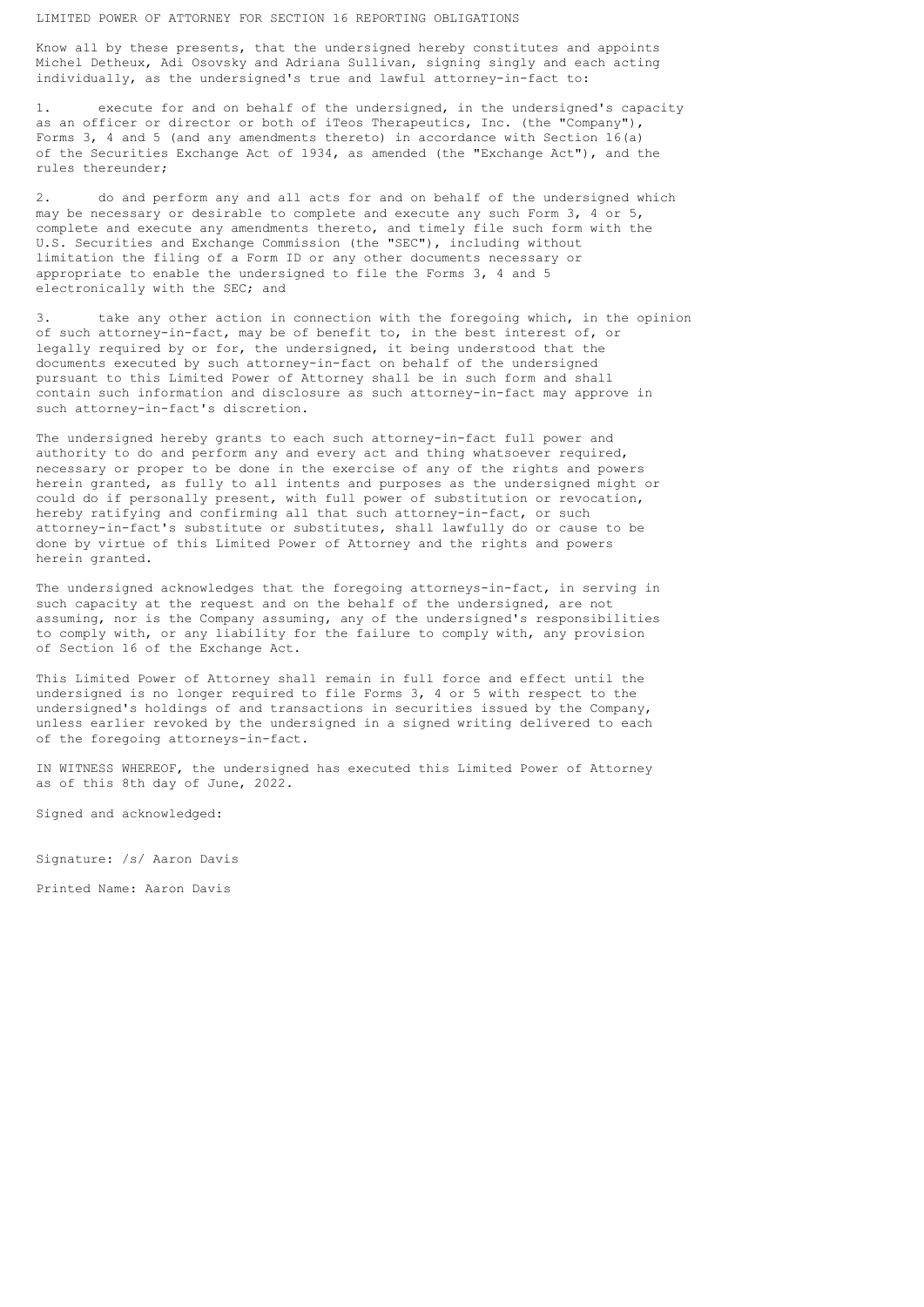# LIMITED POWER OF ATTORNEY FOR SECTION 16 REPORTING OBLIGATIONS

Know all by these presents, that the undersigned hereby constitutes and appoints Michel Detheux, Adi Osovsky and Adriana Sullivan, signing singly and each acting individually, as the undersigned's true and lawful attorney-in-fact to:

1. execute for and on behalf of the undersigned, in the undersigned's capacity as an officer or director or both of iTeos Therapeutics, Inc. (the "Company"), Forms 3, 4 and 5 (and any amendments thereto) in accordance with Section 16(a) of the Securities Exchange Act of 1934, as amended (the "Exchange Act"), and the rules thereunder;

2. do and perform any and all acts for and on behalf of the undersigned which may be necessary or desirable to complete and execute any such Form 3, 4 or 5, complete and execute any amendments thereto, and timely file such form with the U.S. Securities and Exchange Commission (the "SEC"), including without limitation the filing of a Form ID or any other documents necessary or appropriate to enable the undersigned to file the Forms 3, 4 and 5 electronically with the SEC; and

3. take any other action in connection with the foregoing which, in the opinion of such attorney-in-fact, may be of benefit to, in the best interest of, or legally required by or for, the undersigned, it being understood that the documents executed by such attorney-in-fact on behalf of the undersigned pursuant to this Limited Power of Attorney shall be in such form and shall contain such information and disclosure as such attorney-in-fact may approve in such attorney-in-fact's discretion.

The undersigned hereby grants to each such attorney-in-fact full power and authority to do and perform any and every act and thing whatsoever required, necessary or proper to be done in the exercise of any of the rights and powers herein granted, as fully to all intents and purposes as the undersigned might or could do if personally present, with full power of substitution or revocation, hereby ratifying and confirming all that such attorney-in-fact, or such attorney-in-fact's substitute or substitutes, shall lawfully do or cause to be done by virtue of this Limited Power of Attorney and the rights and powers herein granted.

The undersigned acknowledges that the foregoing attorneys-in-fact, in serving in such capacity at the request and on the behalf of the undersigned, are not assuming, nor is the Company assuming, any of the undersigned's responsibilities to comply with, or any liability for the failure to comply with, any provision of Section 16 of the Exchange Act.

This Limited Power of Attorney shall remain in full force and effect until the undersigned is no longer required to file Forms 3, 4 or 5 with respect to the undersigned's holdings of and transactions in securities issued by the Company, unless earlier revoked by the undersigned in a signed writing delivered to each of the foregoing attorneys-in-fact.

IN WITNESS WHEREOF, the undersigned has executed this Limited Power of Attorney as of this 8th day of June, 2022.

Signed and acknowledged:

Signature: /s/ Aaron Davis

Printed Name: Aaron Davis